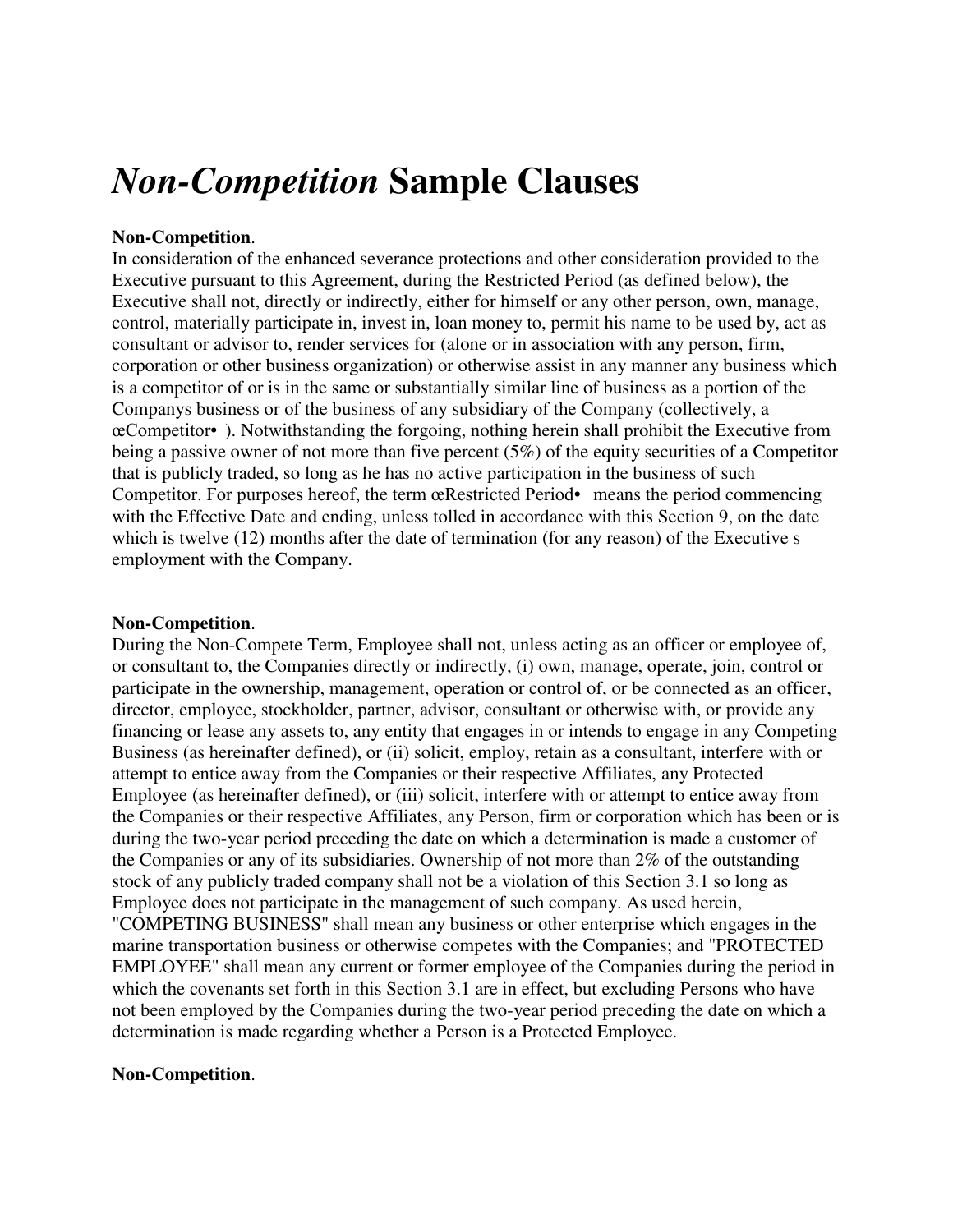# *Non-Competition* Sample Clauses

**Non-Competition**.
In consideration of the enhanced severance protections and other consideration provided to the Executive pursuant to this Agreement, during the Restricted Period (as defined below), the Executive shall not, directly or indirectly, either for himself or any other person, own, manage, control, materially participate in, invest in, loan money to, permit his name to be used by, act as consultant or advisor to, render services for (alone or in association with any person, firm, corporation or other business organization) or otherwise assist in any manner any business which is a competitor of or is in the same or substantially similar line of business as a portion of the Companys business or of the business of any subsidiary of the Company (collectively, a œCompetitor• ). Notwithstanding the forgoing, nothing herein shall prohibit the Executive from being a passive owner of not more than five percent (5%) of the equity securities of a Competitor that is publicly traded, so long as he has no active participation in the business of such Competitor. For purposes hereof, the term œRestricted Period• means the period commencing with the Effective Date and ending, unless tolled in accordance with this Section 9, on the date which is twelve (12) months after the date of termination (for any reason) of the Executive s employment with the Company.

**Non-Competition**.
During the Non-Compete Term, Employee shall not, unless acting as an officer or employee of, or consultant to, the Companies directly or indirectly, (i) own, manage, operate, join, control or participate in the ownership, management, operation or control of, or be connected as an officer, director, employee, stockholder, partner, advisor, consultant or otherwise with, or provide any financing or lease any assets to, any entity that engages in or intends to engage in any Competing Business (as hereinafter defined), or (ii) solicit, employ, retain as a consultant, interfere with or attempt to entice away from the Companies or their respective Affiliates, any Protected Employee (as hereinafter defined), or (iii) solicit, interfere with or attempt to entice away from the Companies or their respective Affiliates, any Person, firm or corporation which has been or is during the two-year period preceding the date on which a determination is made a customer of the Companies or any of its subsidiaries. Ownership of not more than 2% of the outstanding stock of any publicly traded company shall not be a violation of this Section 3.1 so long as Employee does not participate in the management of such company. As used herein, "COMPETING BUSINESS" shall mean any business or other enterprise which engages in the marine transportation business or otherwise competes with the Companies; and "PROTECTED EMPLOYEE" shall mean any current or former employee of the Companies during the period in which the covenants set forth in this Section 3.1 are in effect, but excluding Persons who have not been employed by the Companies during the two-year period preceding the date on which a determination is made regarding whether a Person is a Protected Employee.

**Non-Competition**.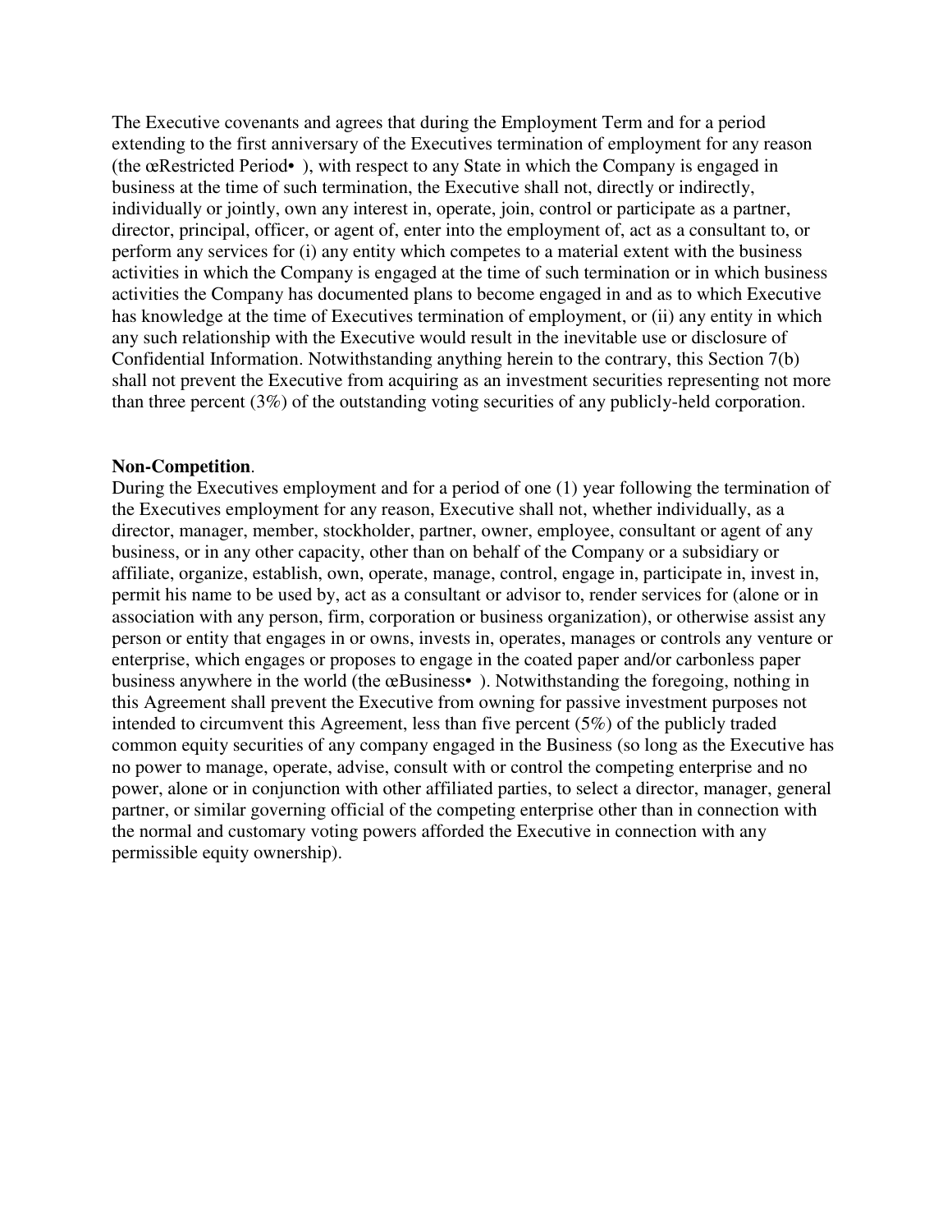The Executive covenants and agrees that during the Employment Term and for a period extending to the first anniversary of the Executives termination of employment for any reason (the œRestricted Period• ), with respect to any State in which the Company is engaged in business at the time of such termination, the Executive shall not, directly or indirectly, individually or jointly, own any interest in, operate, join, control or participate as a partner, director, principal, officer, or agent of, enter into the employment of, act as a consultant to, or perform any services for (i) any entity which competes to a material extent with the business activities in which the Company is engaged at the time of such termination or in which business activities the Company has documented plans to become engaged in and as to which Executive has knowledge at the time of Executives termination of employment, or (ii) any entity in which any such relationship with the Executive would result in the inevitable use or disclosure of Confidential Information. Notwithstanding anything herein to the contrary, this Section 7(b) shall not prevent the Executive from acquiring as an investment securities representing not more than three percent (3%) of the outstanding voting securities of any publicly-held corporation.

**Non-Competition**.

During the Executives employment and for a period of one (1) year following the termination of the Executives employment for any reason, Executive shall not, whether individually, as a director, manager, member, stockholder, partner, owner, employee, consultant or agent of any business, or in any other capacity, other than on behalf of the Company or a subsidiary or affiliate, organize, establish, own, operate, manage, control, engage in, participate in, invest in, permit his name to be used by, act as a consultant or advisor to, render services for (alone or in association with any person, firm, corporation or business organization), or otherwise assist any person or entity that engages in or owns, invests in, operates, manages or controls any venture or enterprise, which engages or proposes to engage in the coated paper and/or carbonless paper business anywhere in the world (the œBusiness• ). Notwithstanding the foregoing, nothing in this Agreement shall prevent the Executive from owning for passive investment purposes not intended to circumvent this Agreement, less than five percent (5%) of the publicly traded common equity securities of any company engaged in the Business (so long as the Executive has no power to manage, operate, advise, consult with or control the competing enterprise and no power, alone or in conjunction with other affiliated parties, to select a director, manager, general partner, or similar governing official of the competing enterprise other than in connection with the normal and customary voting powers afforded the Executive in connection with any permissible equity ownership).